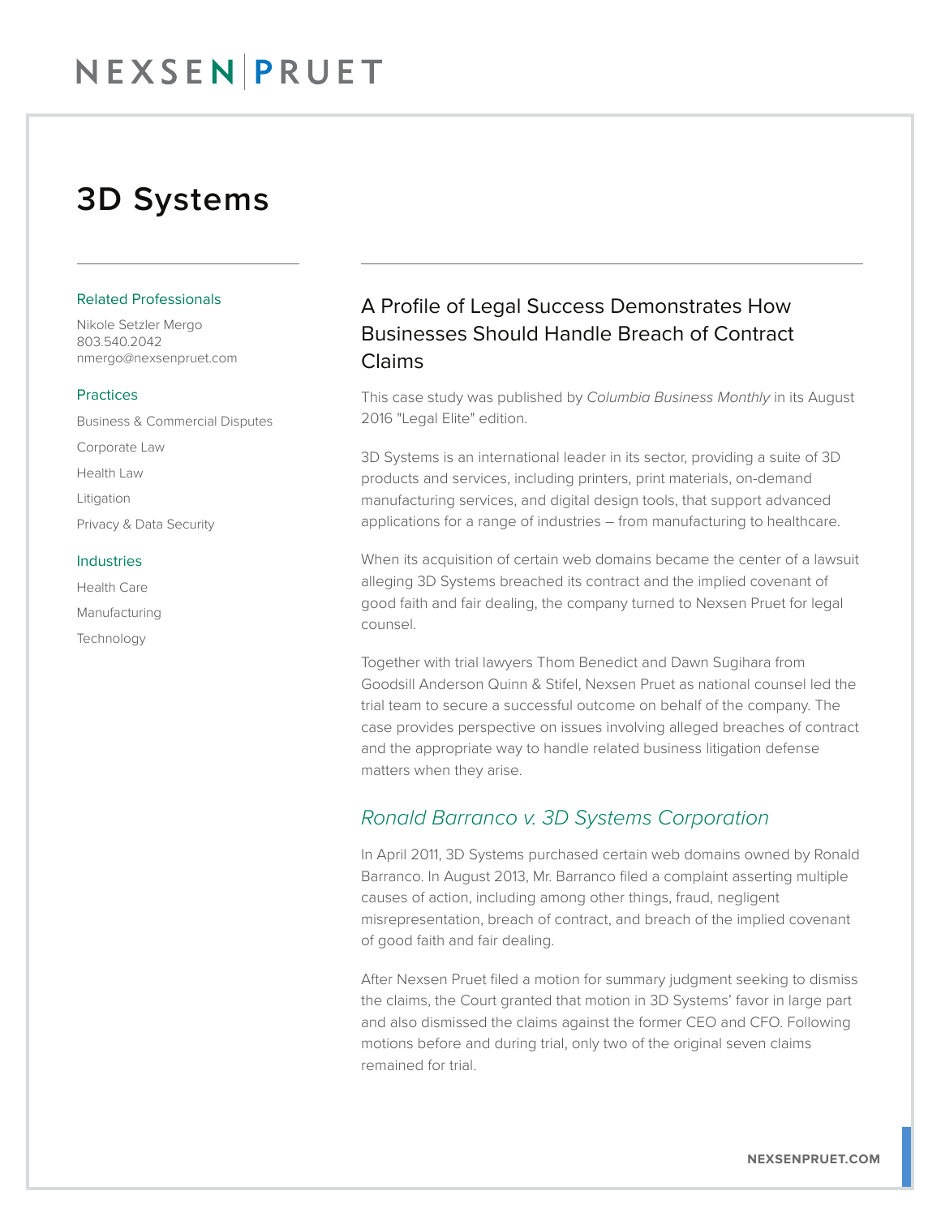# 3D Systems

### Related Professionals

Nikole Setzler Mergo
803.540.2042
nmergo@nexsenpruet.com

### Practices

Business & Commercial Disputes

Corporate Law

Health Law

Litigation

Privacy & Data Security

### Industries

Health Care

Manufacturing

Technology

## A Profile of Legal Success Demonstrates How Businesses Should Handle Breach of Contract Claims

This case study was published by *Columbia Business Monthly* in its August 2016 "Legal Elite" edition.

3D Systems is an international leader in its sector, providing a suite of 3D products and services, including printers, print materials, on-demand manufacturing services, and digital design tools, that support advanced applications for a range of industries – from manufacturing to healthcare.

When its acquisition of certain web domains became the center of a lawsuit alleging 3D Systems breached its contract and the implied covenant of good faith and fair dealing, the company turned to Nexsen Pruet for legal counsel.

Together with trial lawyers Thom Benedict and Dawn Sugihara from Goodsill Anderson Quinn & Stifel, Nexsen Pruet as national counsel led the trial team to secure a successful outcome on behalf of the company. The case provides perspective on issues involving alleged breaches of contract and the appropriate way to handle related business litigation defense matters when they arise.

### *Ronald Barranco v. 3D Systems Corporation*

In April 2011, 3D Systems purchased certain web domains owned by Ronald Barranco. In August 2013, Mr. Barranco filed a complaint asserting multiple causes of action, including among other things, fraud, negligent misrepresentation, breach of contract, and breach of the implied covenant of good faith and fair dealing.

After Nexsen Pruet filed a motion for summary judgment seeking to dismiss the claims, the Court granted that motion in 3D Systems' favor in large part and also dismissed the claims against the former CEO and CFO. Following motions before and during trial, only two of the original seven claims remained for trial.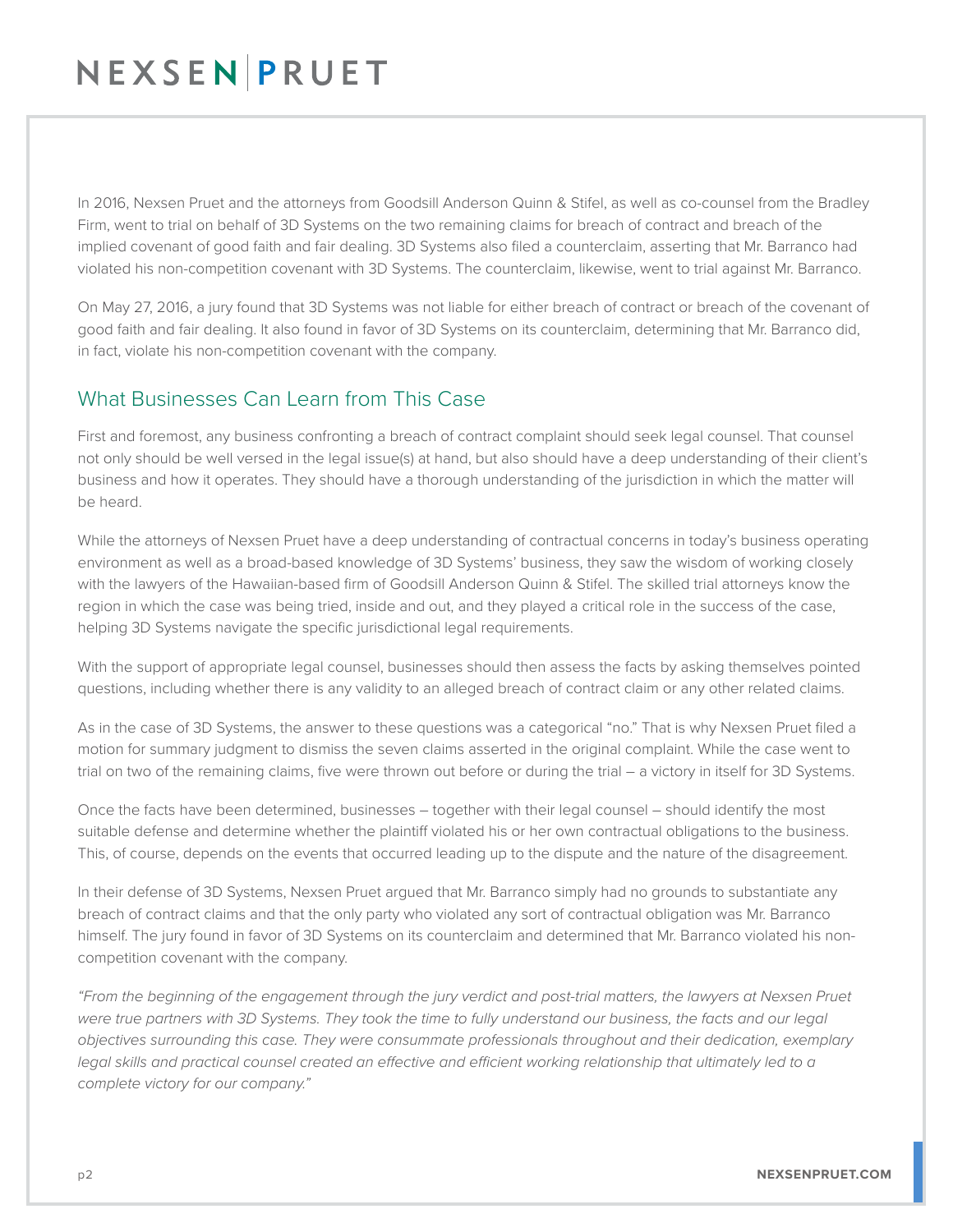In 2016, Nexsen Pruet and the attorneys from Goodsill Anderson Quinn & Stifel, as well as co-counsel from the Bradley Firm, went to trial on behalf of 3D Systems on the two remaining claims for breach of contract and breach of the implied covenant of good faith and fair dealing. 3D Systems also filed a counterclaim, asserting that Mr. Barranco had violated his non-competition covenant with 3D Systems. The counterclaim, likewise, went to trial against Mr. Barranco.

On May 27, 2016, a jury found that 3D Systems was not liable for either breach of contract or breach of the covenant of good faith and fair dealing. It also found in favor of 3D Systems on its counterclaim, determining that Mr. Barranco did, in fact, violate his non-competition covenant with the company.

## What Businesses Can Learn from This Case

First and foremost, any business confronting a breach of contract complaint should seek legal counsel. That counsel not only should be well versed in the legal issue(s) at hand, but also should have a deep understanding of their client's business and how it operates. They should have a thorough understanding of the jurisdiction in which the matter will be heard.

While the attorneys of Nexsen Pruet have a deep understanding of contractual concerns in today's business operating environment as well as a broad-based knowledge of 3D Systems' business, they saw the wisdom of working closely with the lawyers of the Hawaiian-based firm of Goodsill Anderson Quinn & Stifel. The skilled trial attorneys know the region in which the case was being tried, inside and out, and they played a critical role in the success of the case, helping 3D Systems navigate the specific jurisdictional legal requirements.

With the support of appropriate legal counsel, businesses should then assess the facts by asking themselves pointed questions, including whether there is any validity to an alleged breach of contract claim or any other related claims.

As in the case of 3D Systems, the answer to these questions was a categorical "no." That is why Nexsen Pruet filed a motion for summary judgment to dismiss the seven claims asserted in the original complaint. While the case went to trial on two of the remaining claims, five were thrown out before or during the trial – a victory in itself for 3D Systems.

Once the facts have been determined, businesses – together with their legal counsel – should identify the most suitable defense and determine whether the plaintiff violated his or her own contractual obligations to the business. This, of course, depends on the events that occurred leading up to the dispute and the nature of the disagreement.

In their defense of 3D Systems, Nexsen Pruet argued that Mr. Barranco simply had no grounds to substantiate any breach of contract claims and that the only party who violated any sort of contractual obligation was Mr. Barranco himself. The jury found in favor of 3D Systems on its counterclaim and determined that Mr. Barranco violated his non-competition covenant with the company.

*"From the beginning of the engagement through the jury verdict and post-trial matters, the lawyers at Nexsen Pruet were true partners with 3D Systems. They took the time to fully understand our business, the facts and our legal objectives surrounding this case. They were consummate professionals throughout and their dedication, exemplary legal skills and practical counsel created an effective and efficient working relationship that ultimately led to a complete victory for our company."*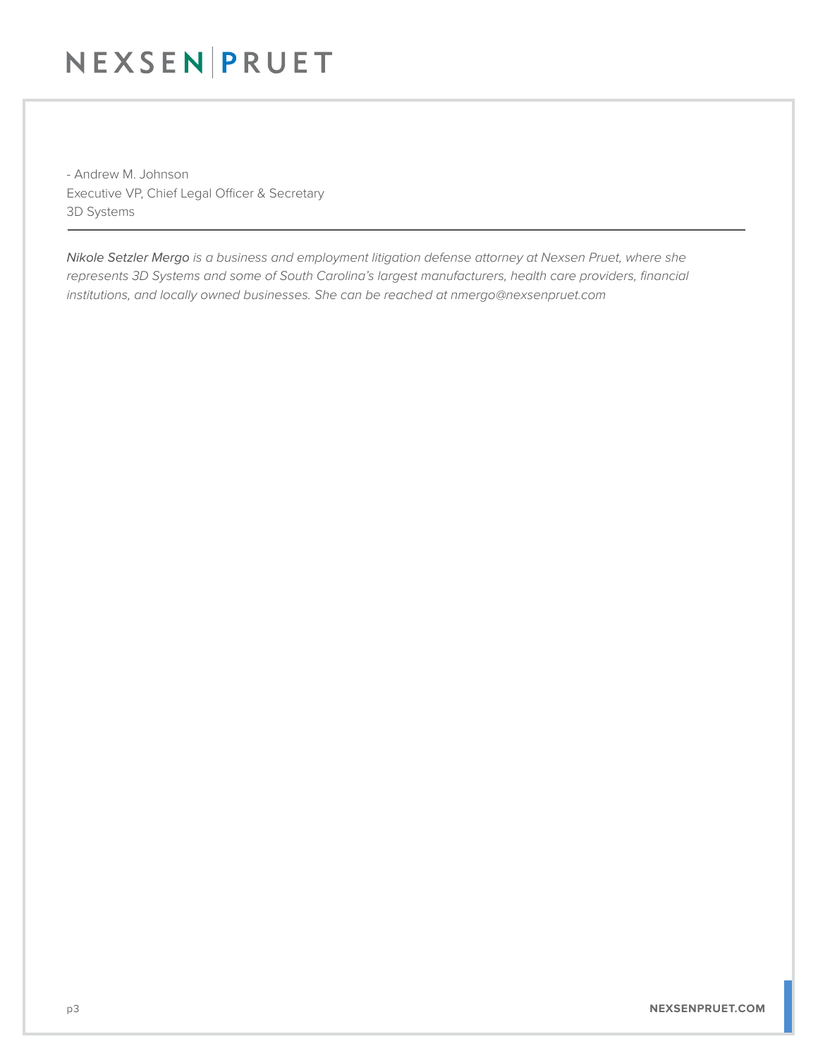- Andrew M. Johnson
Executive VP, Chief Legal Officer & Secretary
3D Systems

---

*Nikole Setzler Mergo is a business and employment litigation defense attorney at Nexsen Pruet, where she represents 3D Systems and some of South Carolina's largest manufacturers, health care providers, financial institutions, and locally owned businesses. She can be reached at nmergo@nexsenpruet.com*